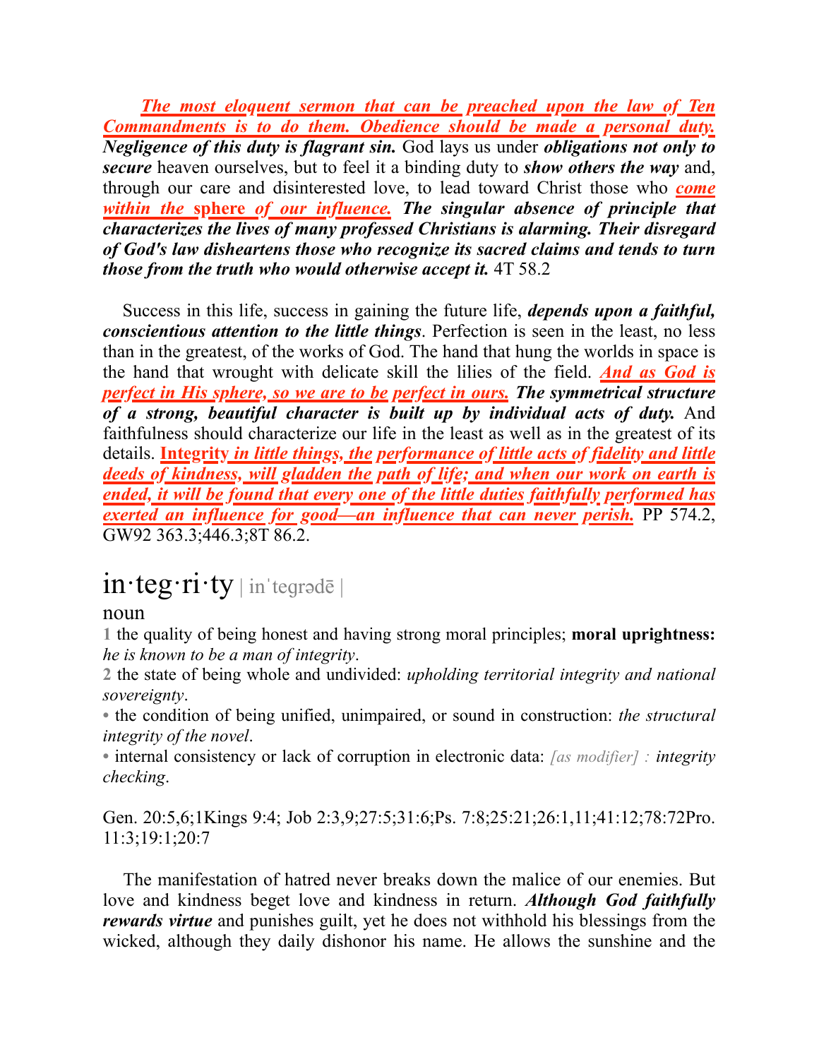***The most eloquent sermon that can be preached upon the law of Ten Commandments is to do them. Obedience should be made a personal duty. Negligence of this duty is flagrant sin.*** God lays us under ***obligations not only to secure*** heaven ourselves, but to feel it a binding duty to ***show others the way*** and, through our care and disinterested love, to lead toward Christ those who ***come within the sphere of our influence. The singular absence of principle that characterizes the lives of many professed Christians is alarming. Their disregard of God's law disheartens those who recognize its sacred claims and tends to turn those from the truth who would otherwise accept it.*** 4T 58.2

Success in this life, success in gaining the future life, ***depends upon a faithful, conscientious attention to the little things***. Perfection is seen in the least, no less than in the greatest, of the works of God. The hand that hung the worlds in space is the hand that wrought with delicate skill the lilies of the field. ***And as God is perfect in His sphere, so we are to be perfect in ours. The symmetrical structure of a strong, beautiful character is built up by individual acts of duty.*** And faithfulness should characterize our life in the least as well as in the greatest of its details. **Integrity** ***in little things, the performance of little acts of fidelity and little deeds of kindness, will gladden the path of life; and when our work on earth is ended, it will be found that every one of the little duties faithfully performed has exerted an influence for good—an influence that can never perish.*** PP 574.2, GW92 363.3;446.3;8T 86.2.

# in·teg·ri·ty | inˈteɡrədē |

noun

1 the quality of being honest and having strong moral principles; **moral uprightness:** *he is known to be a man of integrity*.

2 the state of being whole and undivided: *upholding territorial integrity and national sovereignty*.

• the condition of being unified, unimpaired, or sound in construction: *the structural integrity of the novel*.

• internal consistency or lack of corruption in electronic data: *[as modifier] :* *integrity checking*.

Gen. 20:5,6;1Kings 9:4; Job 2:3,9;27:5;31:6;Ps. 7:8;25:21;26:1,11;41:12;78:72Pro. 11:3;19:1;20:7

The manifestation of hatred never breaks down the malice of our enemies. But love and kindness beget love and kindness in return. ***Although God faithfully rewards virtue*** and punishes guilt, yet he does not withhold his blessings from the wicked, although they daily dishonor his name. He allows the sunshine and the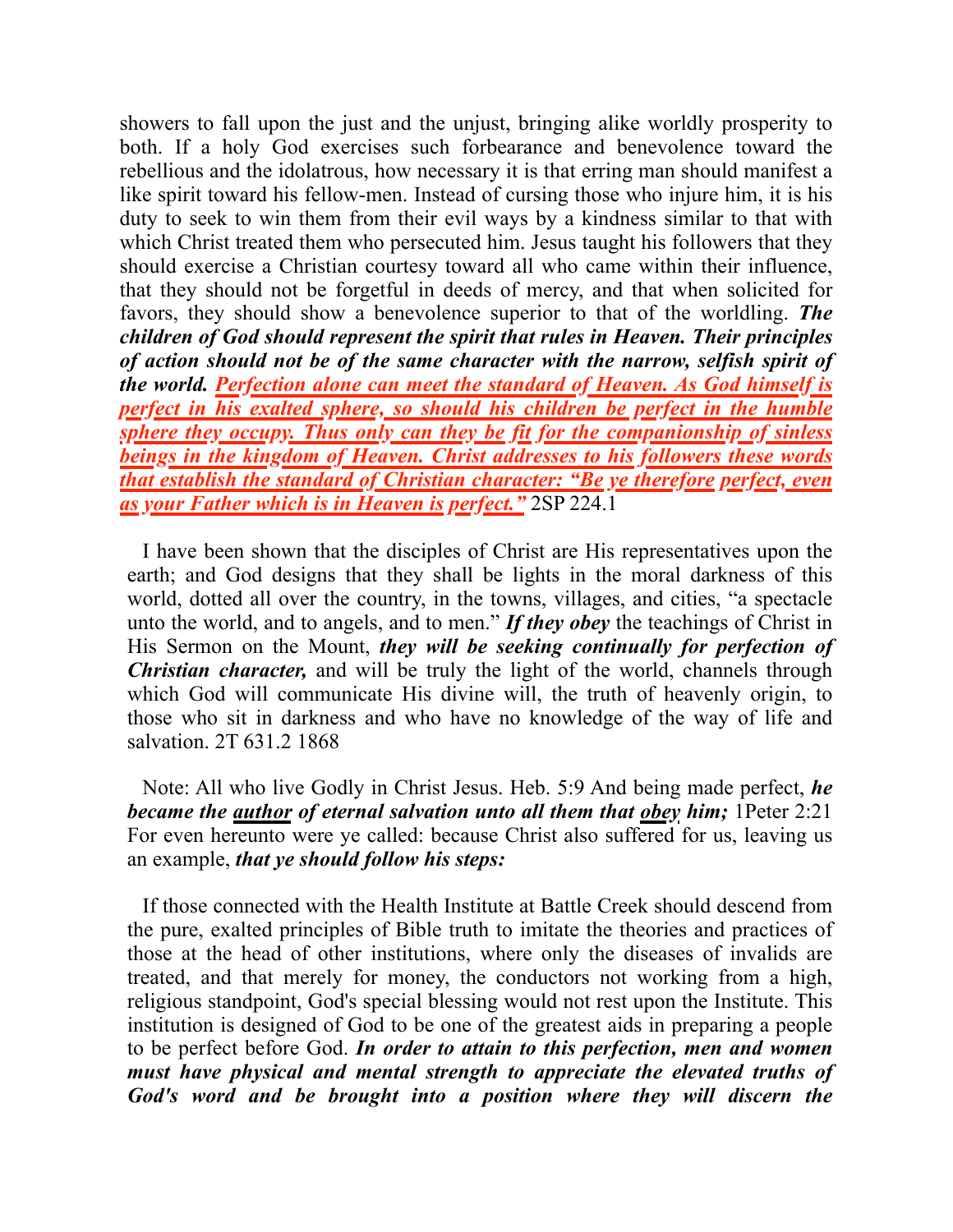showers to fall upon the just and the unjust, bringing alike worldly prosperity to both. If a holy God exercises such forbearance and benevolence toward the rebellious and the idolatrous, how necessary it is that erring man should manifest a like spirit toward his fellow-men. Instead of cursing those who injure him, it is his duty to seek to win them from their evil ways by a kindness similar to that with which Christ treated them who persecuted him. Jesus taught his followers that they should exercise a Christian courtesy toward all who came within their influence, that they should not be forgetful in deeds of mercy, and that when solicited for favors, they should show a benevolence superior to that of the worldling. ***The children of God should represent the spirit that rules in Heaven. Their principles of action should not be of the same character with the narrow, selfish spirit of the world.*** <u>***Perfection alone can meet the standard of Heaven. As God himself is perfect in his exalted sphere, so should his children be perfect in the humble sphere they occupy. Thus only can they be fit for the companionship of sinless beings in the kingdom of Heaven. Christ addresses to his followers these words that establish the standard of Christian character: "Be ye therefore perfect, even as your Father which is in Heaven is perfect."***</u> 2SP 224.1

I have been shown that the disciples of Christ are His representatives upon the earth; and God designs that they shall be lights in the moral darkness of this world, dotted all over the country, in the towns, villages, and cities, "a spectacle unto the world, and to angels, and to men." ***If they obey*** the teachings of Christ in His Sermon on the Mount, ***they will be seeking continually for perfection of Christian character,*** and will be truly the light of the world, channels through which God will communicate His divine will, the truth of heavenly origin, to those who sit in darkness and who have no knowledge of the way of life and salvation. 2T 631.2 1868

Note: All who live Godly in Christ Jesus. Heb. 5:9 And being made perfect, ***he became the <u>author</u> of eternal salvation unto all them that <u>obey</u> him;*** 1Peter 2:21 For even hereunto were ye called: because Christ also suffered for us, leaving us an example, ***that ye should follow his steps:***

If those connected with the Health Institute at Battle Creek should descend from the pure, exalted principles of Bible truth to imitate the theories and practices of those at the head of other institutions, where only the diseases of invalids are treated, and that merely for money, the conductors not working from a high, religious standpoint, God's special blessing would not rest upon the Institute. This institution is designed of God to be one of the greatest aids in preparing a people to be perfect before God. ***In order to attain to this perfection, men and women must have physical and mental strength to appreciate the elevated truths of God's word and be brought into a position where they will discern the***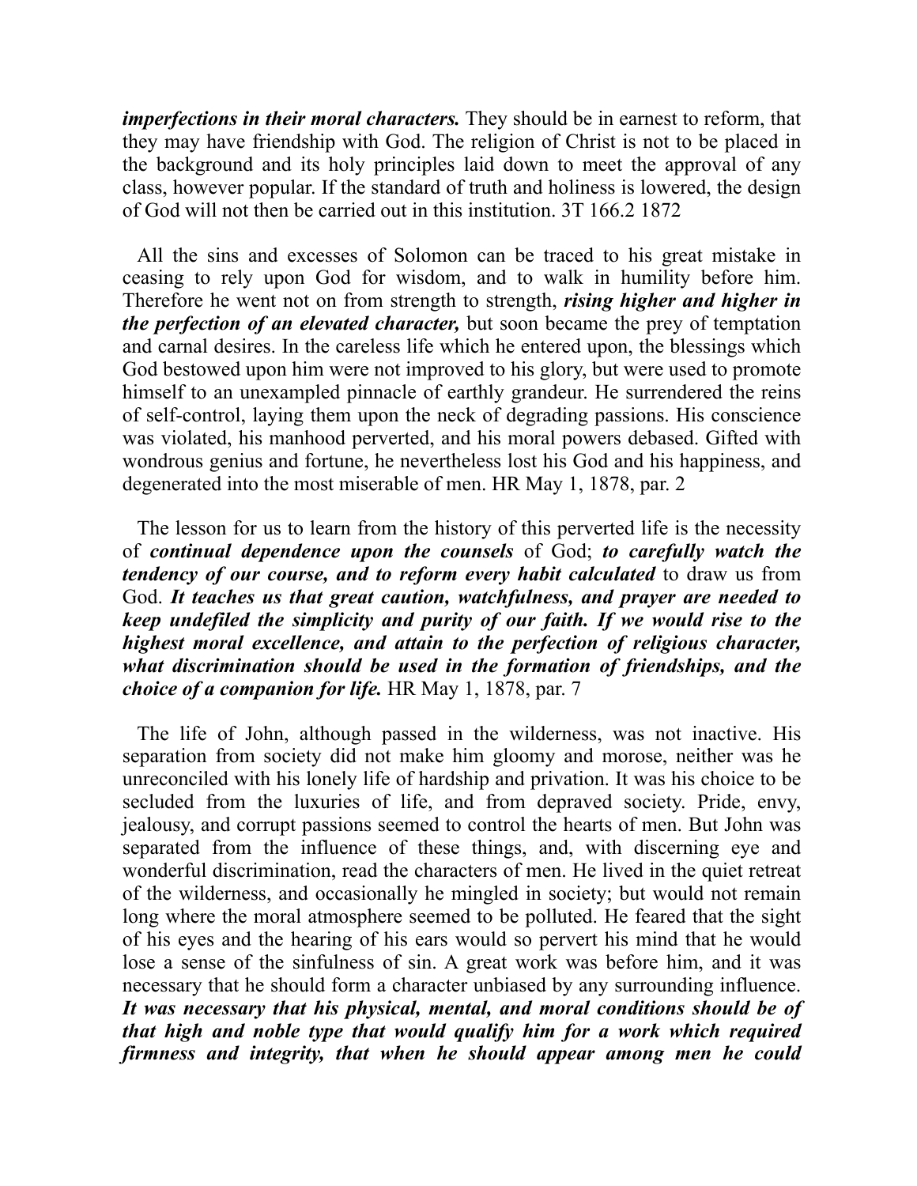***imperfections in their moral characters.*** They should be in earnest to reform, that they may have friendship with God. The religion of Christ is not to be placed in the background and its holy principles laid down to meet the approval of any class, however popular. If the standard of truth and holiness is lowered, the design of God will not then be carried out in this institution. 3T 166.2 1872

All the sins and excesses of Solomon can be traced to his great mistake in ceasing to rely upon God for wisdom, and to walk in humility before him. Therefore he went not on from strength to strength, ***rising higher and higher in the perfection of an elevated character,*** but soon became the prey of temptation and carnal desires. In the careless life which he entered upon, the blessings which God bestowed upon him were not improved to his glory, but were used to promote himself to an unexampled pinnacle of earthly grandeur. He surrendered the reins of self-control, laying them upon the neck of degrading passions. His conscience was violated, his manhood perverted, and his moral powers debased. Gifted with wondrous genius and fortune, he nevertheless lost his God and his happiness, and degenerated into the most miserable of men. HR May 1, 1878, par. 2

The lesson for us to learn from the history of this perverted life is the necessity of ***continual dependence upon the counsels*** of God; ***to carefully watch the tendency of our course, and to reform every habit calculated*** to draw us from God. ***It teaches us that great caution, watchfulness, and prayer are needed to keep undefiled the simplicity and purity of our faith. If we would rise to the highest moral excellence, and attain to the perfection of religious character, what discrimination should be used in the formation of friendships, and the choice of a companion for life.*** HR May 1, 1878, par. 7

The life of John, although passed in the wilderness, was not inactive. His separation from society did not make him gloomy and morose, neither was he unreconciled with his lonely life of hardship and privation. It was his choice to be secluded from the luxuries of life, and from depraved society. Pride, envy, jealousy, and corrupt passions seemed to control the hearts of men. But John was separated from the influence of these things, and, with discerning eye and wonderful discrimination, read the characters of men. He lived in the quiet retreat of the wilderness, and occasionally he mingled in society; but would not remain long where the moral atmosphere seemed to be polluted. He feared that the sight of his eyes and the hearing of his ears would so pervert his mind that he would lose a sense of the sinfulness of sin. A great work was before him, and it was necessary that he should form a character unbiased by any surrounding influence. ***It was necessary that his physical, mental, and moral conditions should be of that high and noble type that would qualify him for a work which required firmness and integrity, that when he should appear among men he could***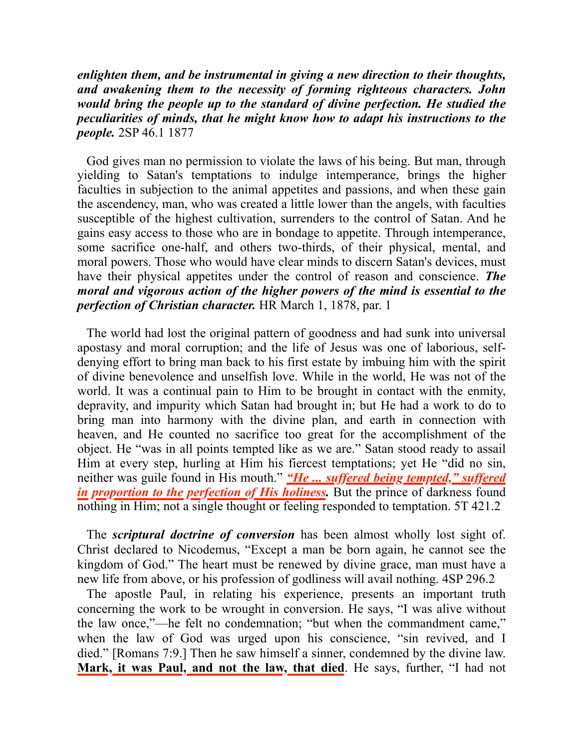***enlighten them, and be instrumental in giving a new direction to their thoughts, and awakening them to the necessity of forming righteous characters. John would bring the people up to the standard of divine perfection. He studied the peculiarities of minds, that he might know how to adapt his instructions to the people.*** 2SP 46.1 1877

God gives man no permission to violate the laws of his being. But man, through yielding to Satan's temptations to indulge intemperance, brings the higher faculties in subjection to the animal appetites and passions, and when these gain the ascendency, man, who was created a little lower than the angels, with faculties susceptible of the highest cultivation, surrenders to the control of Satan. And he gains easy access to those who are in bondage to appetite. Through intemperance, some sacrifice one-half, and others two-thirds, of their physical, mental, and moral powers. Those who would have clear minds to discern Satan's devices, must have their physical appetites under the control of reason and conscience. ***The moral and vigorous action of the higher powers of the mind is essential to the perfection of Christian character.*** HR March 1, 1878, par. 1

The world had lost the original pattern of goodness and had sunk into universal apostasy and moral corruption; and the life of Jesus was one of laborious, self-denying effort to bring man back to his first estate by imbuing him with the spirit of divine benevolence and unselfish love. While in the world, He was not of the world. It was a continual pain to Him to be brought in contact with the enmity, depravity, and impurity which Satan had brought in; but He had a work to do to bring man into harmony with the divine plan, and earth in connection with heaven, and He counted no sacrifice too great for the accomplishment of the object. He "was in all points tempted like as we are." Satan stood ready to assail Him at every step, hurling at Him his fiercest temptations; yet He "did no sin, neither was guile found in His mouth." ***"He ... suffered being tempted," suffered in proportion to the perfection of His holiness.*** But the prince of darkness found nothing in Him; not a single thought or feeling responded to temptation. 5T 421.2

The ***scriptural doctrine of conversion*** has been almost wholly lost sight of. Christ declared to Nicodemus, "Except a man be born again, he cannot see the kingdom of God." The heart must be renewed by divine grace, man must have a new life from above, or his profession of godliness will avail nothing. 4SP 296.2

The apostle Paul, in relating his experience, presents an important truth concerning the work to be wrought in conversion. He says, "I was alive without the law once,"—he felt no condemnation; "but when the commandment came," when the law of God was urged upon his conscience, "sin revived, and I died." [Romans 7:9.] Then he saw himself a sinner, condemned by the divine law. **Mark, it was Paul, and not the law, that died**. He says, further, "I had not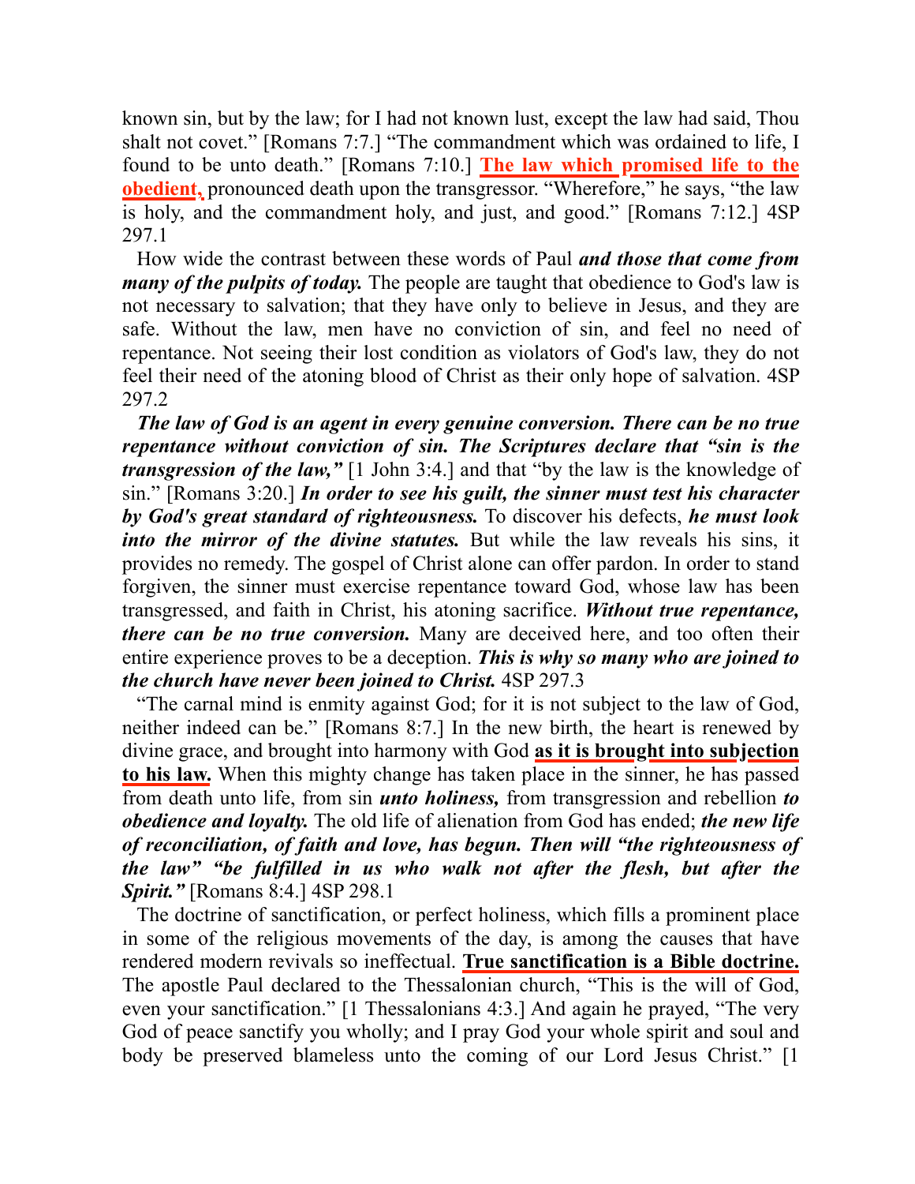known sin, but by the law; for I had not known lust, except the law had said, Thou shalt not covet." [Romans 7:7.] "The commandment which was ordained to life, I found to be unto death." [Romans 7:10.] **The law which promised life to the obedient,** pronounced death upon the transgressor. "Wherefore," he says, "the law is holy, and the commandment holy, and just, and good." [Romans 7:12.] 4SP 297.1

How wide the contrast between these words of Paul ***and those that come from many of the pulpits of today.*** The people are taught that obedience to God's law is not necessary to salvation; that they have only to believe in Jesus, and they are safe. Without the law, men have no conviction of sin, and feel no need of repentance. Not seeing their lost condition as violators of God's law, they do not feel their need of the atoning blood of Christ as their only hope of salvation. 4SP 297.2

***The law of God is an agent in every genuine conversion. There can be no true repentance without conviction of sin. The Scriptures declare that "sin is the transgression of the law,"*** [1 John 3:4.] and that "by the law is the knowledge of sin." [Romans 3:20.] ***In order to see his guilt, the sinner must test his character by God's great standard of righteousness.*** To discover his defects, ***he must look into the mirror of the divine statutes.*** But while the law reveals his sins, it provides no remedy. The gospel of Christ alone can offer pardon. In order to stand forgiven, the sinner must exercise repentance toward God, whose law has been transgressed, and faith in Christ, his atoning sacrifice. ***Without true repentance, there can be no true conversion.*** Many are deceived here, and too often their entire experience proves to be a deception. ***This is why so many who are joined to the church have never been joined to Christ.*** 4SP 297.3

"The carnal mind is enmity against God; for it is not subject to the law of God, neither indeed can be." [Romans 8:7.] In the new birth, the heart is renewed by divine grace, and brought into harmony with God **as it is brought into subjection to his law.** When this mighty change has taken place in the sinner, he has passed from death unto life, from sin ***unto holiness,*** from transgression and rebellion ***to obedience and loyalty.*** The old life of alienation from God has ended; ***the new life of reconciliation, of faith and love, has begun. Then will "the righteousness of the law" "be fulfilled in us who walk not after the flesh, but after the Spirit."*** [Romans 8:4.] 4SP 298.1

The doctrine of sanctification, or perfect holiness, which fills a prominent place in some of the religious movements of the day, is among the causes that have rendered modern revivals so ineffectual. **True sanctification is a Bible doctrine.** The apostle Paul declared to the Thessalonian church, "This is the will of God, even your sanctification." [1 Thessalonians 4:3.] And again he prayed, "The very God of peace sanctify you wholly; and I pray God your whole spirit and soul and body be preserved blameless unto the coming of our Lord Jesus Christ." [1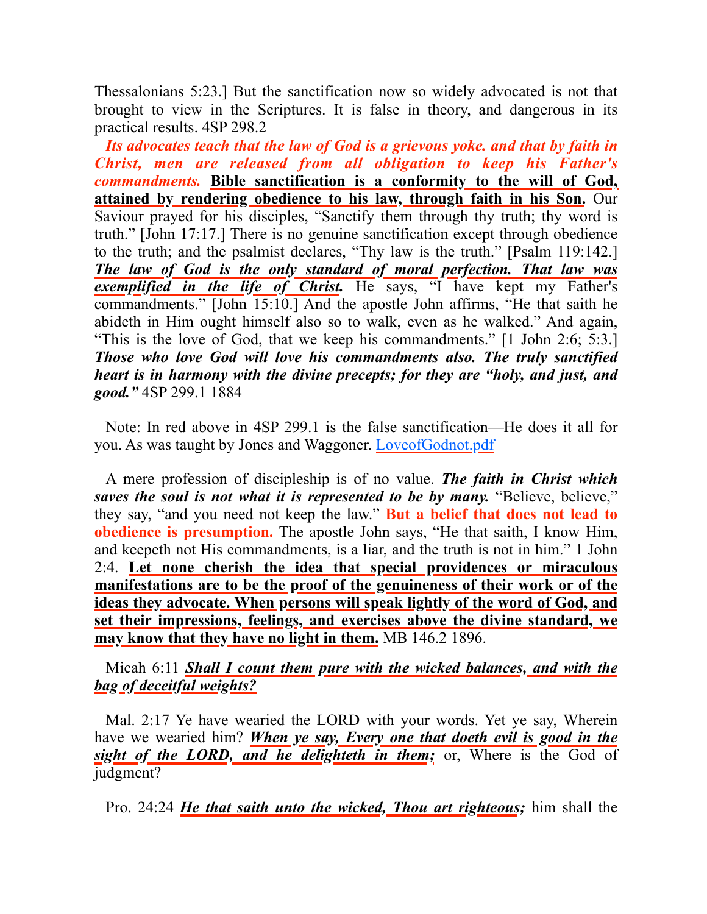Thessalonians 5:23.] But the sanctification now so widely advocated is not that brought to view in the Scriptures. It is false in theory, and dangerous in its practical results. 4SP 298.2

***Its advocates teach that the law of God is a grievous yoke. and that by faith in Christ, men are released from all obligation to keep his Father's commandments.*** **Bible sanctification is a conformity to the will of God, attained by rendering obedience to his law, through faith in his Son.** Our Saviour prayed for his disciples, “Sanctify them through thy truth; thy word is truth.” [John 17:17.] There is no genuine sanctification except through obedience to the truth; and the psalmist declares, “Thy law is the truth.” [Psalm 119:142.] ***The law of God is the only standard of moral perfection. That law was exemplified in the life of Christ.*** He says, “I have kept my Father's commandments.” [John 15:10.] And the apostle John affirms, “He that saith he abideth in Him ought himself also so to walk, even as he walked.” And again, “This is the love of God, that we keep his commandments.” [1 John 2:6; 5:3.] ***Those who love God will love his commandments also. The truly sanctified heart is in harmony with the divine precepts; for they are “holy, and just, and good.”*** 4SP 299.1 1884

Note: In red above in 4SP 299.1 is the false sanctification—He does it all for you. As was taught by Jones and Waggoner. [LoveofGodnot.pdf](LoveofGodnot.pdf)

A mere profession of discipleship is of no value. ***The faith in Christ which saves the soul is not what it is represented to be by many.*** “Believe, believe,” they say, “and you need not keep the law.” **But a belief that does not lead to obedience is presumption.** The apostle John says, “He that saith, I know Him, and keepeth not His commandments, is a liar, and the truth is not in him.” 1 John 2:4. **Let none cherish the idea that special providences or miraculous manifestations are to be the proof of the genuineness of their work or of the ideas they advocate. When persons will speak lightly of the word of God, and set their impressions, feelings, and exercises above the divine standard, we may know that they have no light in them.** MB 146.2 1896.

Micah 6:11 ***Shall I count them pure with the wicked balances, and with the bag of deceitful weights?***

Mal. 2:17 Ye have wearied the LORD with your words. Yet ye say, Wherein have we wearied him? ***When ye say, Every one that doeth evil is good in the sight of the LORD, and he delighteth in them;*** or, Where is the God of judgment?

Pro. 24:24 ***He that saith unto the wicked, Thou art righteous;*** him shall the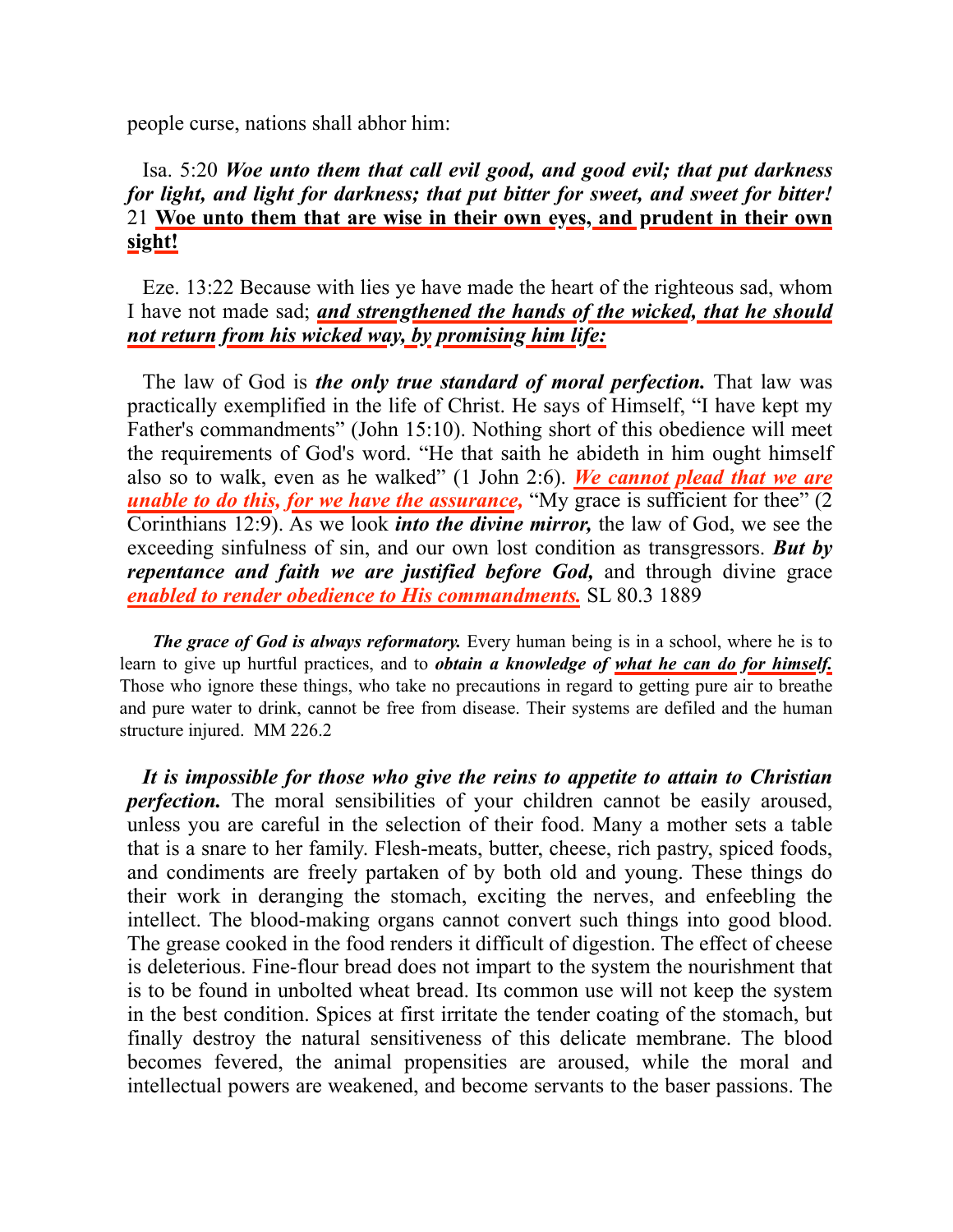people curse, nations shall abhor him:

Isa. 5:20 ***Woe unto them that call evil good, and good evil; that put darkness for light, and light for darkness; that put bitter for sweet, and sweet for bitter!*** 21 **Woe unto them that are wise in their own eyes, and prudent in their own sight!**

Eze. 13:22 Because with lies ye have made the heart of the righteous sad, whom I have not made sad; ***and strengthened the hands of the wicked, that he should not return from his wicked way, by promising him life:***

The law of God is ***the only true standard of moral perfection.*** That law was practically exemplified in the life of Christ. He says of Himself, "I have kept my Father's commandments" (John 15:10). Nothing short of this obedience will meet the requirements of God's word. "He that saith he abideth in him ought himself also so to walk, even as he walked" (1 John 2:6). ***We cannot plead that we are unable to do this, for we have the assurance,*** "My grace is sufficient for thee" (2 Corinthians 12:9). As we look ***into the divine mirror,*** the law of God, we see the exceeding sinfulness of sin, and our own lost condition as transgressors. ***But by repentance and faith we are justified before God,*** and through divine grace ***enabled to render obedience to His commandments.*** SL 80.3 1889

***The grace of God is always reformatory.*** Every human being is in a school, where he is to learn to give up hurtful practices, and to ***obtain a knowledge of what he can do for himself.*** Those who ignore these things, who take no precautions in regard to getting pure air to breathe and pure water to drink, cannot be free from disease. Their systems are defiled and the human structure injured. MM 226.2

***It is impossible for those who give the reins to appetite to attain to Christian perfection.*** The moral sensibilities of your children cannot be easily aroused, unless you are careful in the selection of their food. Many a mother sets a table that is a snare to her family. Flesh-meats, butter, cheese, rich pastry, spiced foods, and condiments are freely partaken of by both old and young. These things do their work in deranging the stomach, exciting the nerves, and enfeebling the intellect. The blood-making organs cannot convert such things into good blood. The grease cooked in the food renders it difficult of digestion. The effect of cheese is deleterious. Fine-flour bread does not impart to the system the nourishment that is to be found in unbolted wheat bread. Its common use will not keep the system in the best condition. Spices at first irritate the tender coating of the stomach, but finally destroy the natural sensitiveness of this delicate membrane. The blood becomes fevered, the animal propensities are aroused, while the moral and intellectual powers are weakened, and become servants to the baser passions. The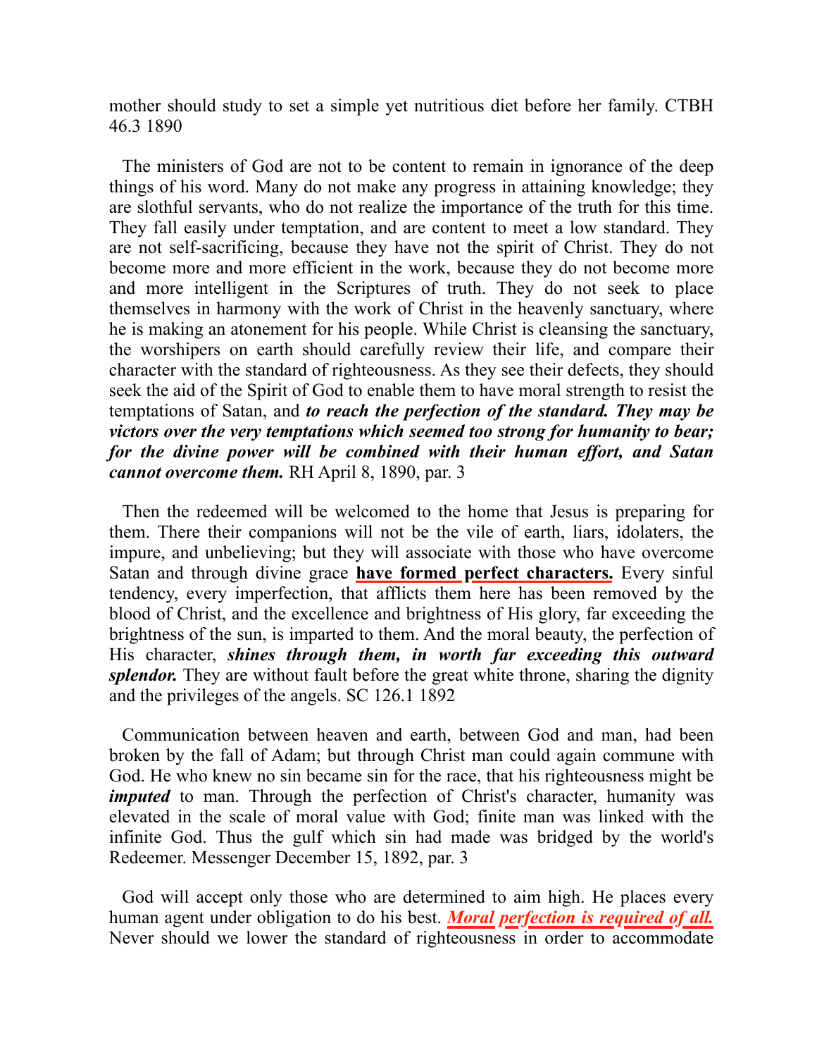mother should study to set a simple yet nutritious diet before her family. CTBH 46.3 1890

The ministers of God are not to be content to remain in ignorance of the deep things of his word. Many do not make any progress in attaining knowledge; they are slothful servants, who do not realize the importance of the truth for this time. They fall easily under temptation, and are content to meet a low standard. They are not self-sacrificing, because they have not the spirit of Christ. They do not become more and more efficient in the work, because they do not become more and more intelligent in the Scriptures of truth. They do not seek to place themselves in harmony with the work of Christ in the heavenly sanctuary, where he is making an atonement for his people. While Christ is cleansing the sanctuary, the worshipers on earth should carefully review their life, and compare their character with the standard of righteousness. As they see their defects, they should seek the aid of the Spirit of God to enable them to have moral strength to resist the temptations of Satan, and ***to reach the perfection of the standard. They may be victors over the very temptations which seemed too strong for humanity to bear; for the divine power will be combined with their human effort, and Satan cannot overcome them.*** RH April 8, 1890, par. 3

Then the redeemed will be welcomed to the home that Jesus is preparing for them. There their companions will not be the vile of earth, liars, idolaters, the impure, and unbelieving; but they will associate with those who have overcome Satan and through divine grace **have formed perfect characters.** Every sinful tendency, every imperfection, that afflicts them here has been removed by the blood of Christ, and the excellence and brightness of His glory, far exceeding the brightness of the sun, is imparted to them. And the moral beauty, the perfection of His character, ***shines through them, in worth far exceeding this outward splendor.*** They are without fault before the great white throne, sharing the dignity and the privileges of the angels. SC 126.1 1892

Communication between heaven and earth, between God and man, had been broken by the fall of Adam; but through Christ man could again commune with God. He who knew no sin became sin for the race, that his righteousness might be ***imputed*** to man. Through the perfection of Christ's character, humanity was elevated in the scale of moral value with God; finite man was linked with the infinite God. Thus the gulf which sin had made was bridged by the world's Redeemer. Messenger December 15, 1892, par. 3

God will accept only those who are determined to aim high. He places every human agent under obligation to do his best. ***Moral perfection is required of all.*** Never should we lower the standard of righteousness in order to accommodate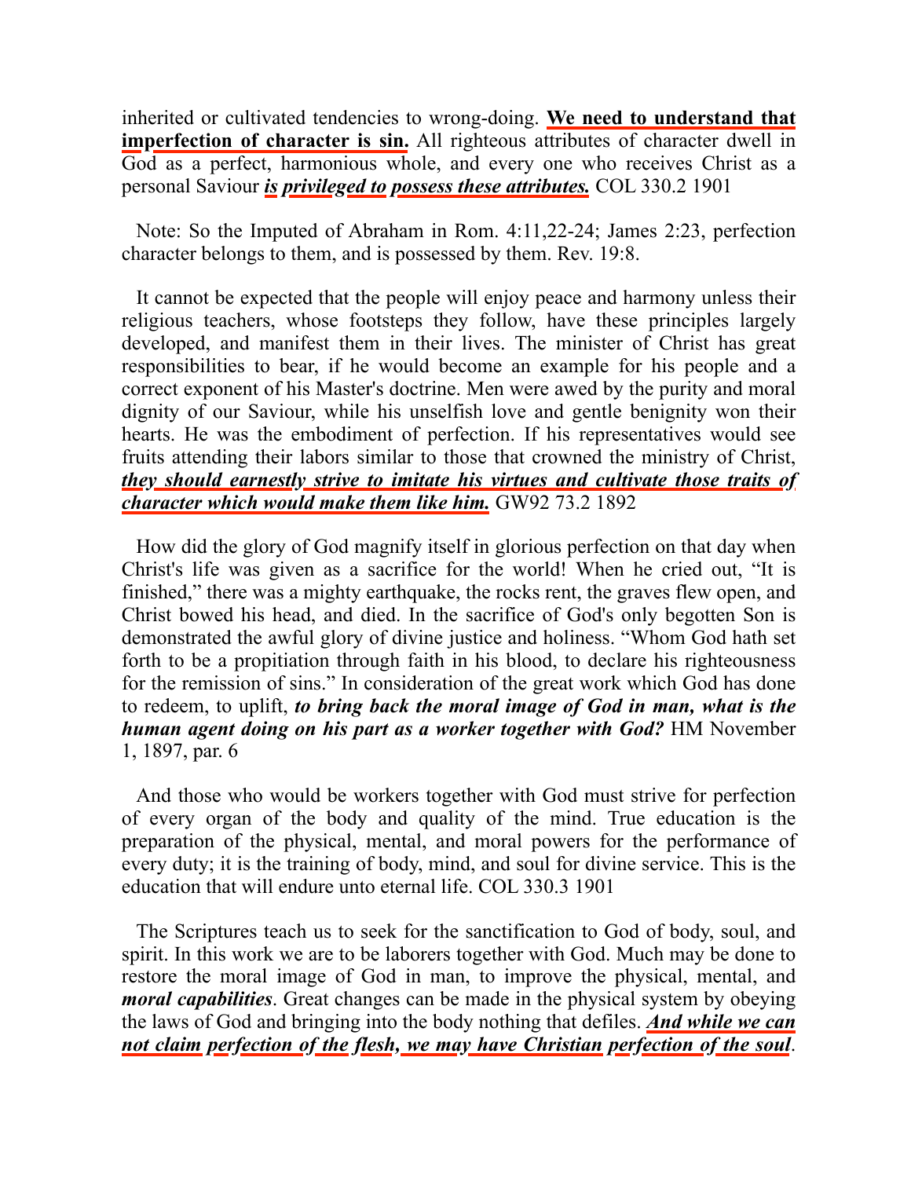inherited or cultivated tendencies to wrong-doing. **We need to understand that imperfection of character is sin.** All righteous attributes of character dwell in God as a perfect, harmonious whole, and every one who receives Christ as a personal Saviour ***is privileged to possess these attributes.*** COL 330.2 1901

Note: So the Imputed of Abraham in Rom. 4:11,22-24; James 2:23, perfection character belongs to them, and is possessed by them. Rev. 19:8.

It cannot be expected that the people will enjoy peace and harmony unless their religious teachers, whose footsteps they follow, have these principles largely developed, and manifest them in their lives. The minister of Christ has great responsibilities to bear, if he would become an example for his people and a correct exponent of his Master's doctrine. Men were awed by the purity and moral dignity of our Saviour, while his unselfish love and gentle benignity won their hearts. He was the embodiment of perfection. If his representatives would see fruits attending their labors similar to those that crowned the ministry of Christ, ***they should earnestly strive to imitate his virtues and cultivate those traits of character which would make them like him.*** GW92 73.2 1892

How did the glory of God magnify itself in glorious perfection on that day when Christ's life was given as a sacrifice for the world! When he cried out, "It is finished," there was a mighty earthquake, the rocks rent, the graves flew open, and Christ bowed his head, and died. In the sacrifice of God's only begotten Son is demonstrated the awful glory of divine justice and holiness. "Whom God hath set forth to be a propitiation through faith in his blood, to declare his righteousness for the remission of sins." In consideration of the great work which God has done to redeem, to uplift, ***to bring back the moral image of God in man, what is the human agent doing on his part as a worker together with God?*** HM November 1, 1897, par. 6

And those who would be workers together with God must strive for perfection of every organ of the body and quality of the mind. True education is the preparation of the physical, mental, and moral powers for the performance of every duty; it is the training of body, mind, and soul for divine service. This is the education that will endure unto eternal life. COL 330.3 1901

The Scriptures teach us to seek for the sanctification to God of body, soul, and spirit. In this work we are to be laborers together with God. Much may be done to restore the moral image of God in man, to improve the physical, mental, and ***moral capabilities***. Great changes can be made in the physical system by obeying the laws of God and bringing into the body nothing that defiles. ***And while we can not claim perfection of the flesh, we may have Christian perfection of the soul***.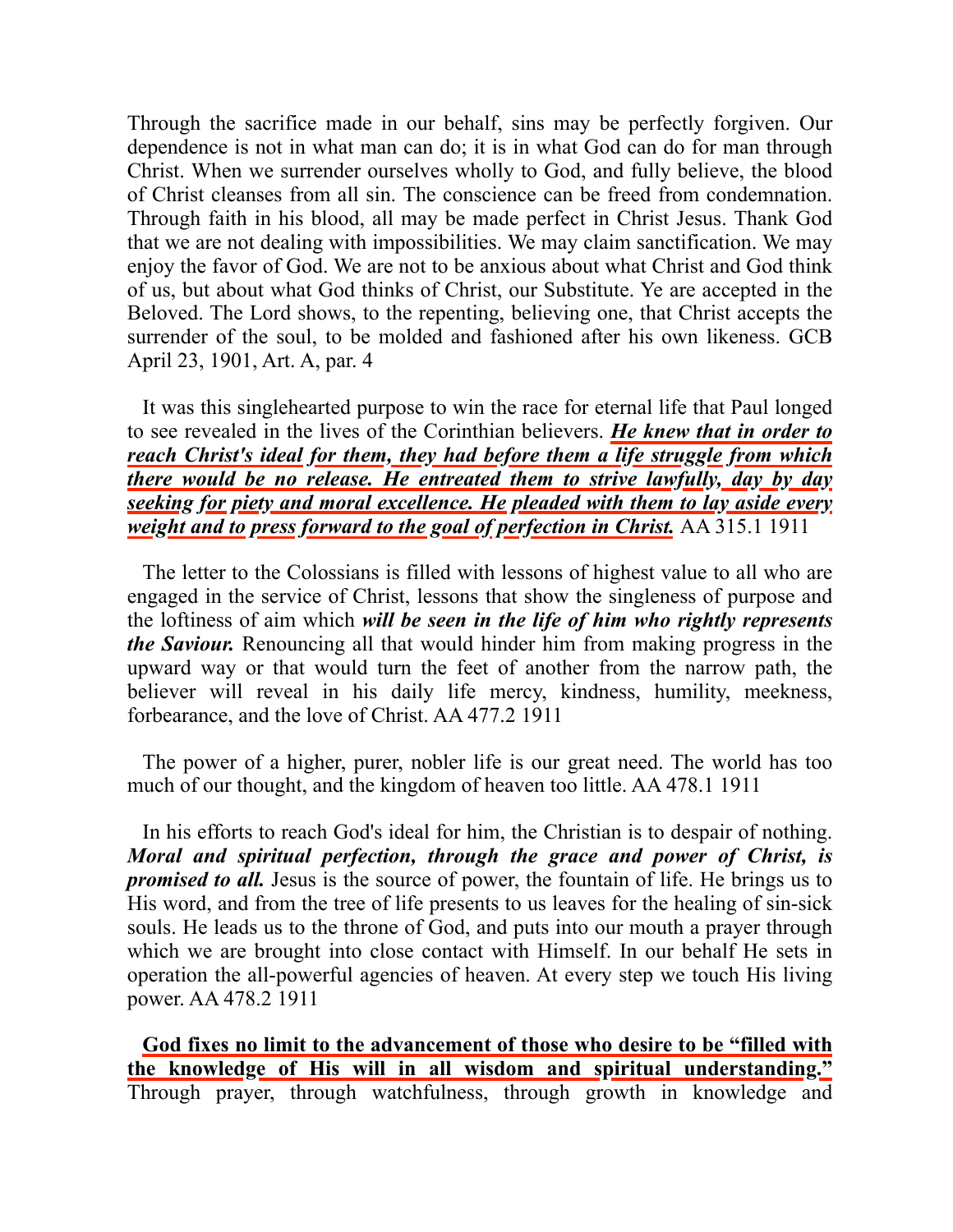Through the sacrifice made in our behalf, sins may be perfectly forgiven. Our dependence is not in what man can do; it is in what God can do for man through Christ. When we surrender ourselves wholly to God, and fully believe, the blood of Christ cleanses from all sin. The conscience can be freed from condemnation. Through faith in his blood, all may be made perfect in Christ Jesus. Thank God that we are not dealing with impossibilities. We may claim sanctification. We may enjoy the favor of God. We are not to be anxious about what Christ and God think of us, but about what God thinks of Christ, our Substitute. Ye are accepted in the Beloved. The Lord shows, to the repenting, believing one, that Christ accepts the surrender of the soul, to be molded and fashioned after his own likeness. GCB April 23, 1901, Art. A, par. 4

It was this singlehearted purpose to win the race for eternal life that Paul longed to see revealed in the lives of the Corinthian believers. ***He knew that in order to reach Christ's ideal for them, they had before them a life struggle from which there would be no release. He entreated them to strive lawfully, day by day seeking for piety and moral excellence. He pleaded with them to lay aside every weight and to press forward to the goal of perfection in Christ.*** AA 315.1 1911

The letter to the Colossians is filled with lessons of highest value to all who are engaged in the service of Christ, lessons that show the singleness of purpose and the loftiness of aim which ***will be seen in the life of him who rightly represents the Saviour.*** Renouncing all that would hinder him from making progress in the upward way or that would turn the feet of another from the narrow path, the believer will reveal in his daily life mercy, kindness, humility, meekness, forbearance, and the love of Christ. AA 477.2 1911

The power of a higher, purer, nobler life is our great need. The world has too much of our thought, and the kingdom of heaven too little. AA 478.1 1911

In his efforts to reach God's ideal for him, the Christian is to despair of nothing. ***Moral and spiritual perfection, through the grace and power of Christ, is promised to all.*** Jesus is the source of power, the fountain of life. He brings us to His word, and from the tree of life presents to us leaves for the healing of sin-sick souls. He leads us to the throne of God, and puts into our mouth a prayer through which we are brought into close contact with Himself. In our behalf He sets in operation the all-powerful agencies of heaven. At every step we touch His living power. AA 478.2 1911

**God fixes no limit to the advancement of those who desire to be "filled with the knowledge of His will in all wisdom and spiritual understanding."** Through prayer, through watchfulness, through growth in knowledge and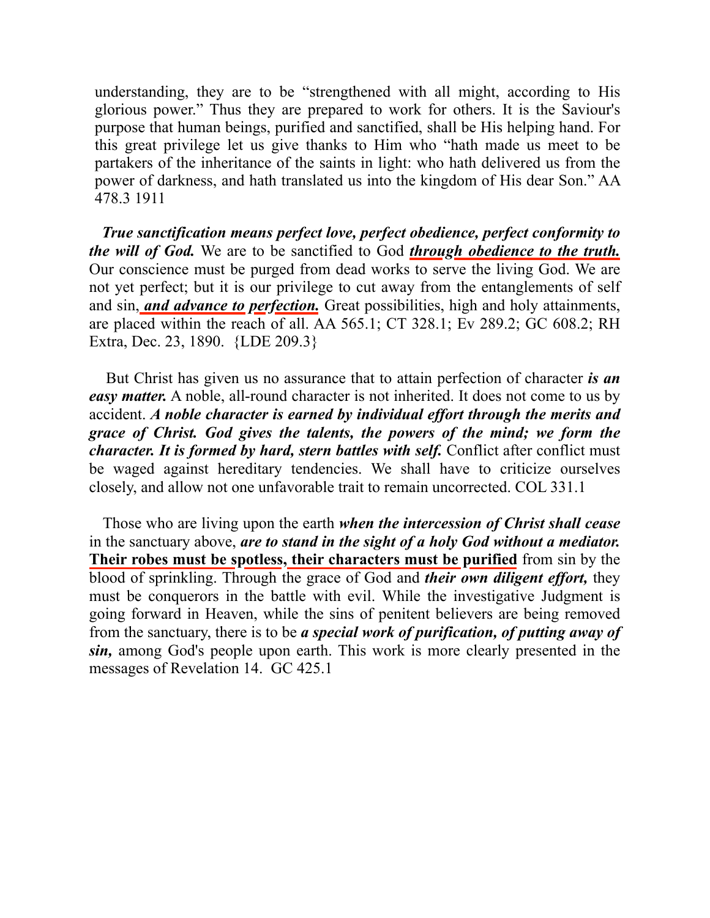understanding, they are to be "strengthened with all might, according to His glorious power." Thus they are prepared to work for others. It is the Saviour's purpose that human beings, purified and sanctified, shall be His helping hand. For this great privilege let us give thanks to Him who "hath made us meet to be partakers of the inheritance of the saints in light: who hath delivered us from the power of darkness, and hath translated us into the kingdom of His dear Son." AA 478.3 1911

***True sanctification means perfect love, perfect obedience, perfect conformity to the will of God.*** We are to be sanctified to God ***through obedience to the truth.*** Our conscience must be purged from dead works to serve the living God. We are not yet perfect; but it is our privilege to cut away from the entanglements of self and sin, ***and advance to perfection.*** Great possibilities, high and holy attainments, are placed within the reach of all. AA 565.1; CT 328.1; Ev 289.2; GC 608.2; RH Extra, Dec. 23, 1890. {LDE 209.3}

But Christ has given us no assurance that to attain perfection of character ***is an easy matter.*** A noble, all-round character is not inherited. It does not come to us by accident. ***A noble character is earned by individual effort through the merits and grace of Christ. God gives the talents, the powers of the mind; we form the character. It is formed by hard, stern battles with self.*** Conflict after conflict must be waged against hereditary tendencies. We shall have to criticize ourselves closely, and allow not one unfavorable trait to remain uncorrected. COL 331.1

Those who are living upon the earth ***when the intercession of Christ shall cease*** in the sanctuary above, ***are to stand in the sight of a holy God without a mediator.*** **Their robes must be spotless, their characters must be purified** from sin by the blood of sprinkling. Through the grace of God and ***their own diligent effort,*** they must be conquerors in the battle with evil. While the investigative Judgment is going forward in Heaven, while the sins of penitent believers are being removed from the sanctuary, there is to be ***a special work of purification, of putting away of sin,*** among God's people upon earth. This work is more clearly presented in the messages of Revelation 14. GC 425.1